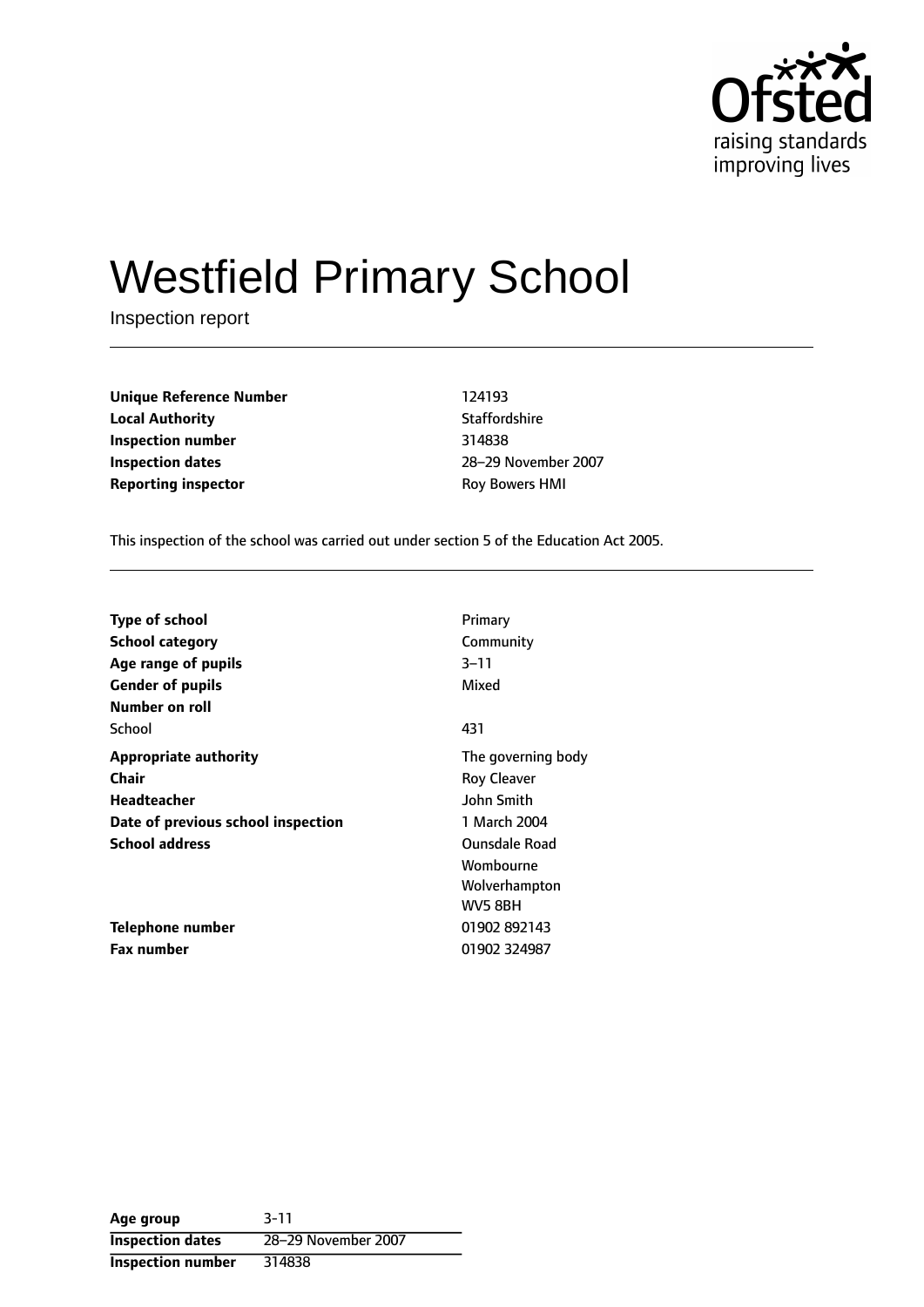Ofsted
raising standards
improving lives

# Westfield Primary School

Inspection report

| | |
|---|---|
| **Unique Reference Number** | 124193 |
| **Local Authority** | Staffordshire |
| **Inspection number** | 314838 |
| **Inspection dates** | 28–29 November 2007 |
| **Reporting inspector** | Roy Bowers HMI |

This inspection of the school was carried out under section 5 of the Education Act 2005.

| | |
|---|---|
| **Type of school** | Primary |
| **School category** | Community |
| **Age range of pupils** | 3–11 |
| **Gender of pupils** | Mixed |
| **Number on roll** | |
| School | 431 |
| **Appropriate authority** | The governing body |
| **Chair** | Roy Cleaver |
| **Headteacher** | John Smith |
| **Date of previous school inspection** | 1 March 2004 |
| **School address** | Ounsdale Road<br>Wombourne<br>Wolverhampton<br>WV5 8BH |
| **Telephone number** | 01902 892143 |
| **Fax number** | 01902 324987 |

| | |
|---|---|
| **Age group** | 3-11 |
| **Inspection dates** | 28–29 November 2007 |
| **Inspection number** | 314838 |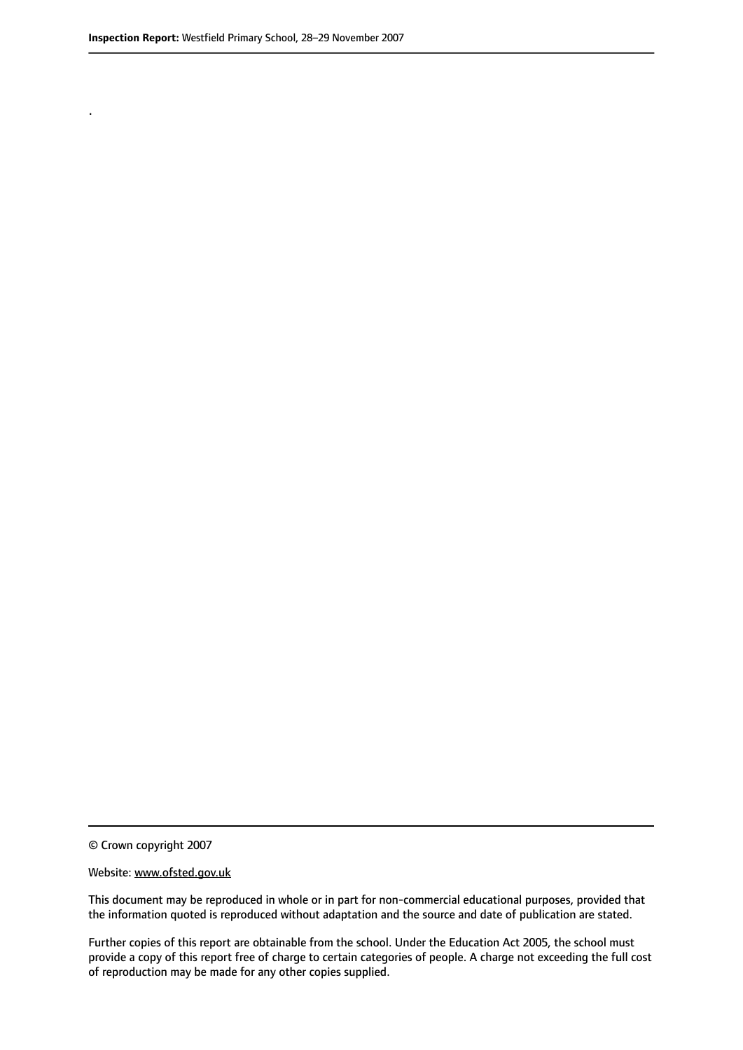.

© Crown copyright 2007

Website: www.ofsted.gov.uk

This document may be reproduced in whole or in part for non-commercial educational purposes, provided that the information quoted is reproduced without adaptation and the source and date of publication are stated.

Further copies of this report are obtainable from the school. Under the Education Act 2005, the school must provide a copy of this report free of charge to certain categories of people. A charge not exceeding the full cost of reproduction may be made for any other copies supplied.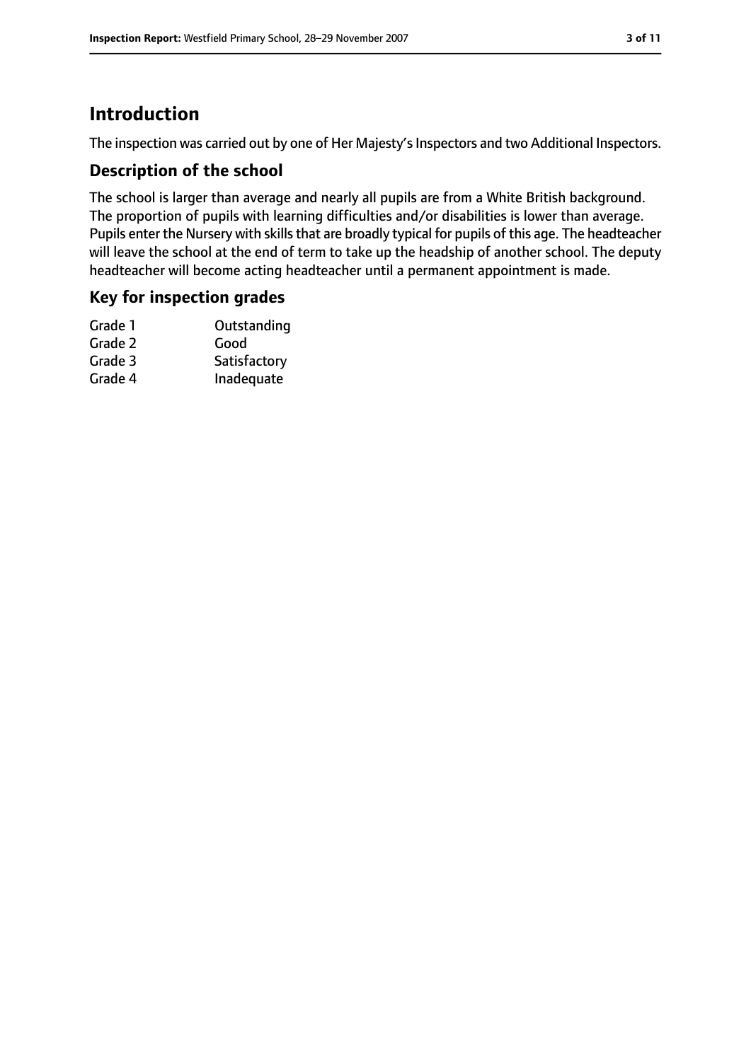# Introduction

The inspection was carried out by one of Her Majesty's Inspectors and two Additional Inspectors.

## Description of the school

The school is larger than average and nearly all pupils are from a White British background. The proportion of pupils with learning difficulties and/or disabilities is lower than average. Pupils enter the Nursery with skills that are broadly typical for pupils of this age. The headteacher will leave the school at the end of term to take up the headship of another school. The deputy headteacher will become acting headteacher until a permanent appointment is made.

## Key for inspection grades

| | |
|---|---|
| Grade 1 | Outstanding |
| Grade 2 | Good |
| Grade 3 | Satisfactory |
| Grade 4 | Inadequate |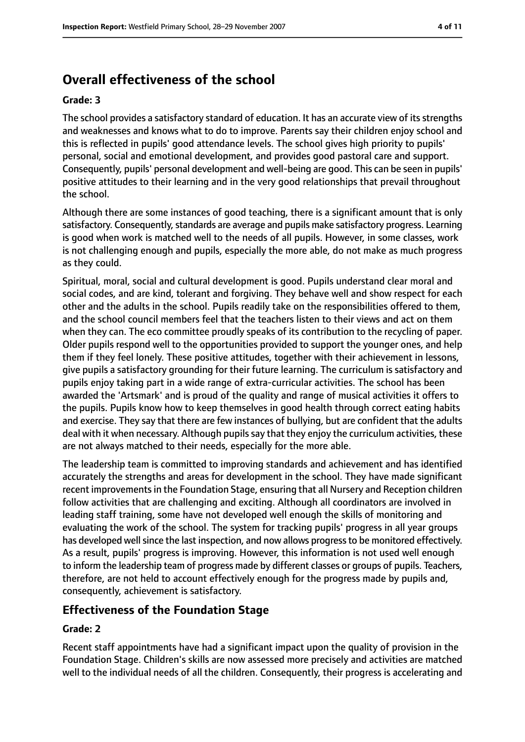## Overall effectiveness of the school

### Grade: 3

The school provides a satisfactory standard of education. It has an accurate view of its strengths and weaknesses and knows what to do to improve. Parents say their children enjoy school and this is reflected in pupils' good attendance levels. The school gives high priority to pupils' personal, social and emotional development, and provides good pastoral care and support. Consequently, pupils' personal development and well-being are good. This can be seen in pupils' positive attitudes to their learning and in the very good relationships that prevail throughout the school.

Although there are some instances of good teaching, there is a significant amount that is only satisfactory. Consequently, standards are average and pupils make satisfactory progress. Learning is good when work is matched well to the needs of all pupils. However, in some classes, work is not challenging enough and pupils, especially the more able, do not make as much progress as they could.

Spiritual, moral, social and cultural development is good. Pupils understand clear moral and social codes, and are kind, tolerant and forgiving. They behave well and show respect for each other and the adults in the school. Pupils readily take on the responsibilities offered to them, and the school council members feel that the teachers listen to their views and act on them when they can. The eco committee proudly speaks of its contribution to the recycling of paper. Older pupils respond well to the opportunities provided to support the younger ones, and help them if they feel lonely. These positive attitudes, together with their achievement in lessons, give pupils a satisfactory grounding for their future learning. The curriculum is satisfactory and pupils enjoy taking part in a wide range of extra-curricular activities. The school has been awarded the 'Artsmark' and is proud of the quality and range of musical activities it offers to the pupils. Pupils know how to keep themselves in good health through correct eating habits and exercise. They say that there are few instances of bullying, but are confident that the adults deal with it when necessary. Although pupils say that they enjoy the curriculum activities, these are not always matched to their needs, especially for the more able.

The leadership team is committed to improving standards and achievement and has identified accurately the strengths and areas for development in the school. They have made significant recent improvements in the Foundation Stage, ensuring that all Nursery and Reception children follow activities that are challenging and exciting. Although all coordinators are involved in leading staff training, some have not developed well enough the skills of monitoring and evaluating the work of the school. The system for tracking pupils' progress in all year groups has developed well since the last inspection, and now allows progress to be monitored effectively. As a result, pupils' progress is improving. However, this information is not used well enough to inform the leadership team of progress made by different classes or groups of pupils. Teachers, therefore, are not held to account effectively enough for the progress made by pupils and, consequently, achievement is satisfactory.

## Effectiveness of the Foundation Stage

### Grade: 2

Recent staff appointments have had a significant impact upon the quality of provision in the Foundation Stage. Children's skills are now assessed more precisely and activities are matched well to the individual needs of all the children. Consequently, their progress is accelerating and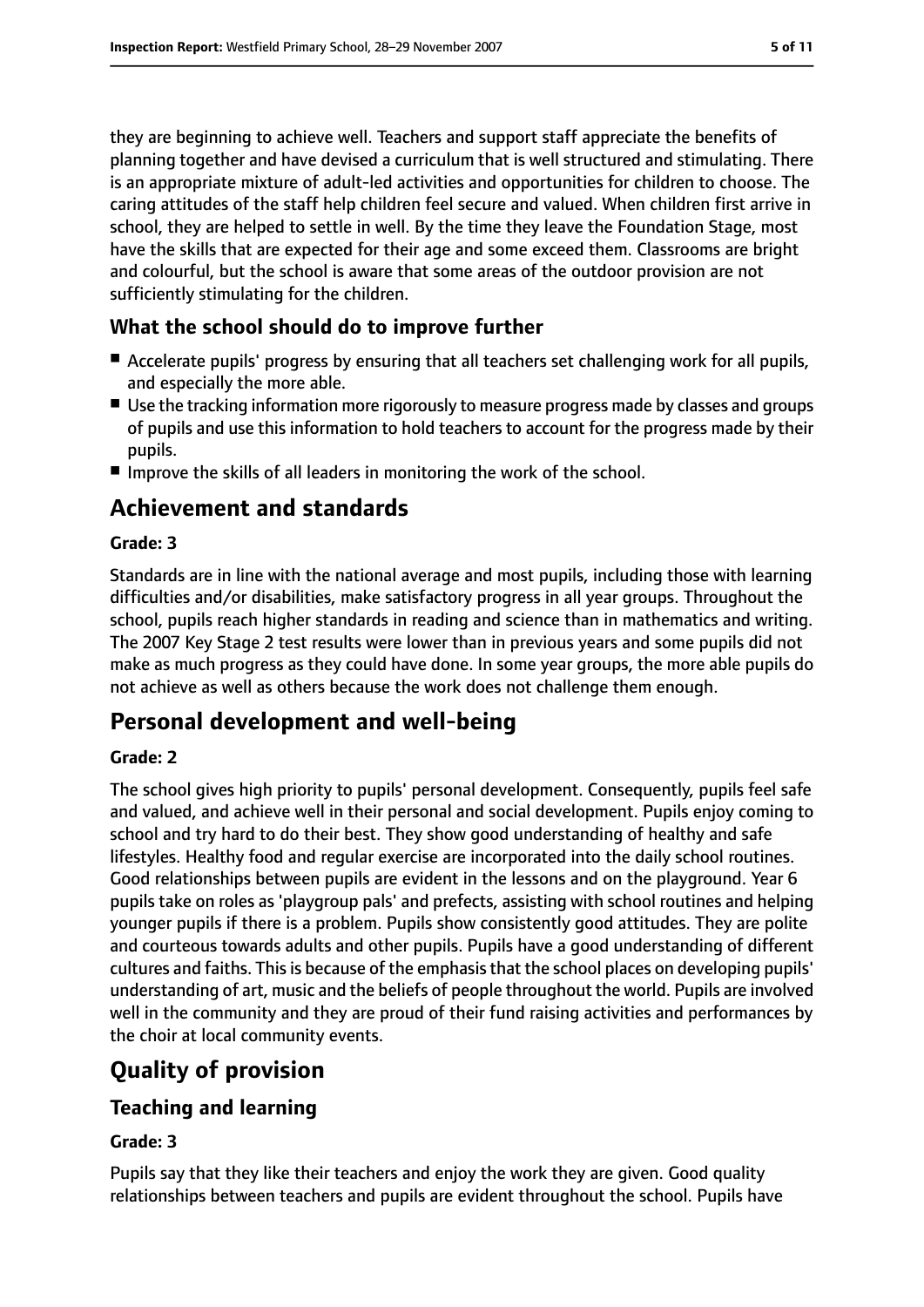they are beginning to achieve well. Teachers and support staff appreciate the benefits of planning together and have devised a curriculum that is well structured and stimulating. There is an appropriate mixture of adult-led activities and opportunities for children to choose. The caring attitudes of the staff help children feel secure and valued. When children first arrive in school, they are helped to settle in well. By the time they leave the Foundation Stage, most have the skills that are expected for their age and some exceed them. Classrooms are bright and colourful, but the school is aware that some areas of the outdoor provision are not sufficiently stimulating for the children.

### What the school should do to improve further

- Accelerate pupils' progress by ensuring that all teachers set challenging work for all pupils, and especially the more able.
- Use the tracking information more rigorously to measure progress made by classes and groups of pupils and use this information to hold teachers to account for the progress made by their pupils.
- Improve the skills of all leaders in monitoring the work of the school.

## Achievement and standards

**Grade: 3**

Standards are in line with the national average and most pupils, including those with learning difficulties and/or disabilities, make satisfactory progress in all year groups. Throughout the school, pupils reach higher standards in reading and science than in mathematics and writing. The 2007 Key Stage 2 test results were lower than in previous years and some pupils did not make as much progress as they could have done. In some year groups, the more able pupils do not achieve as well as others because the work does not challenge them enough.

## Personal development and well-being

**Grade: 2**

The school gives high priority to pupils' personal development. Consequently, pupils feel safe and valued, and achieve well in their personal and social development. Pupils enjoy coming to school and try hard to do their best. They show good understanding of healthy and safe lifestyles. Healthy food and regular exercise are incorporated into the daily school routines. Good relationships between pupils are evident in the lessons and on the playground. Year 6 pupils take on roles as 'playgroup pals' and prefects, assisting with school routines and helping younger pupils if there is a problem. Pupils show consistently good attitudes. They are polite and courteous towards adults and other pupils. Pupils have a good understanding of different cultures and faiths. This is because of the emphasis that the school places on developing pupils' understanding of art, music and the beliefs of people throughout the world. Pupils are involved well in the community and they are proud of their fund raising activities and performances by the choir at local community events.

## Quality of provision

### Teaching and learning

**Grade: 3**

Pupils say that they like their teachers and enjoy the work they are given. Good quality relationships between teachers and pupils are evident throughout the school. Pupils have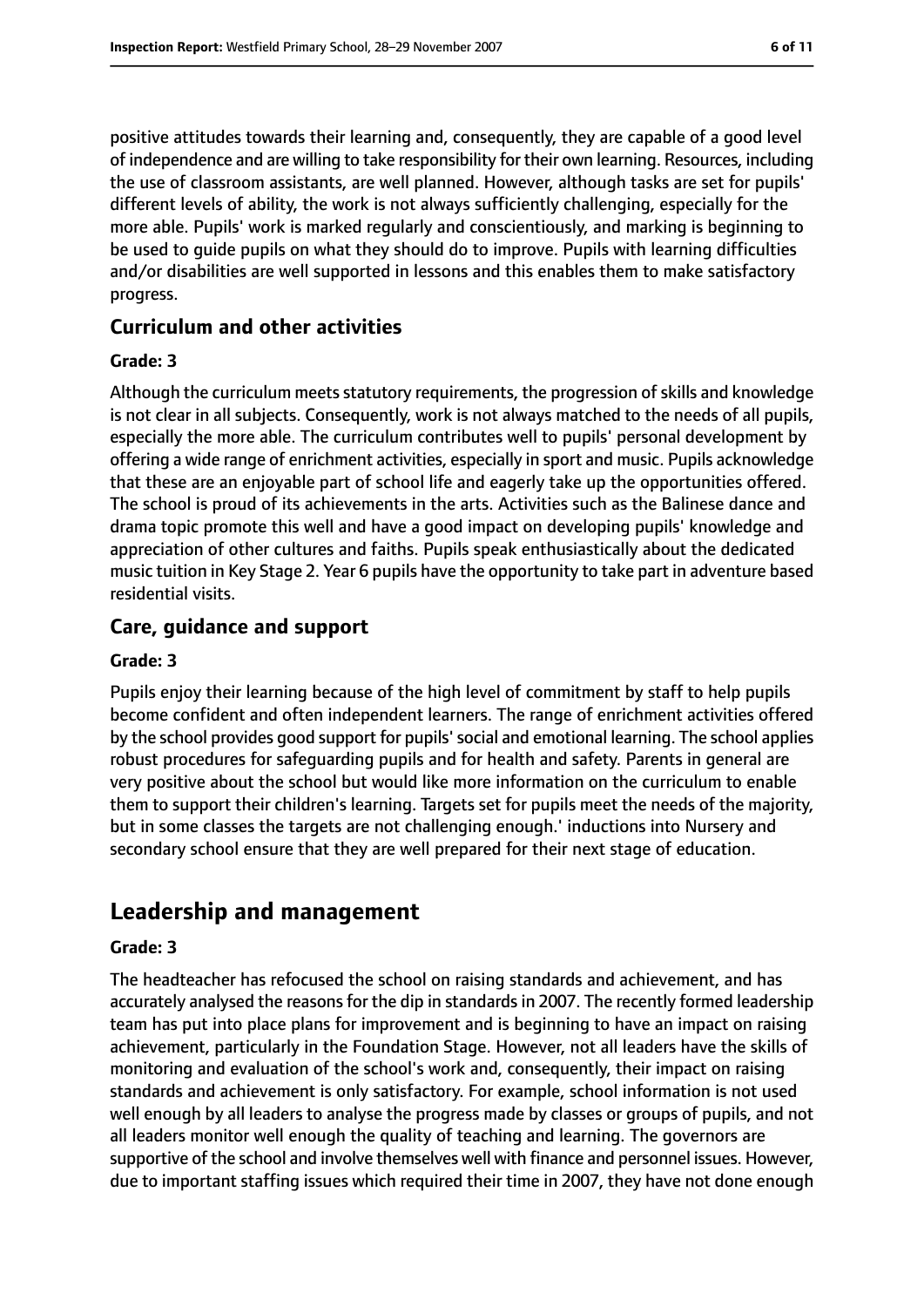positive attitudes towards their learning and, consequently, they are capable of a good level of independence and are willing to take responsibility for their own learning. Resources, including the use of classroom assistants, are well planned. However, although tasks are set for pupils' different levels of ability, the work is not always sufficiently challenging, especially for the more able. Pupils' work is marked regularly and conscientiously, and marking is beginning to be used to guide pupils on what they should do to improve. Pupils with learning difficulties and/or disabilities are well supported in lessons and this enables them to make satisfactory progress.

### Curriculum and other activities

#### Grade: 3

Although the curriculum meets statutory requirements, the progression of skills and knowledge is not clear in all subjects. Consequently, work is not always matched to the needs of all pupils, especially the more able. The curriculum contributes well to pupils' personal development by offering a wide range of enrichment activities, especially in sport and music. Pupils acknowledge that these are an enjoyable part of school life and eagerly take up the opportunities offered. The school is proud of its achievements in the arts. Activities such as the Balinese dance and drama topic promote this well and have a good impact on developing pupils' knowledge and appreciation of other cultures and faiths. Pupils speak enthusiastically about the dedicated music tuition in Key Stage 2. Year 6 pupils have the opportunity to take part in adventure based residential visits.

### Care, guidance and support

#### Grade: 3

Pupils enjoy their learning because of the high level of commitment by staff to help pupils become confident and often independent learners. The range of enrichment activities offered by the school provides good support for pupils' social and emotional learning. The school applies robust procedures for safeguarding pupils and for health and safety. Parents in general are very positive about the school but would like more information on the curriculum to enable them to support their children's learning. Targets set for pupils meet the needs of the majority, but in some classes the targets are not challenging enough.' inductions into Nursery and secondary school ensure that they are well prepared for their next stage of education.

## Leadership and management

#### Grade: 3

The headteacher has refocused the school on raising standards and achievement, and has accurately analysed the reasons for the dip in standards in 2007. The recently formed leadership team has put into place plans for improvement and is beginning to have an impact on raising achievement, particularly in the Foundation Stage. However, not all leaders have the skills of monitoring and evaluation of the school's work and, consequently, their impact on raising standards and achievement is only satisfactory. For example, school information is not used well enough by all leaders to analyse the progress made by classes or groups of pupils, and not all leaders monitor well enough the quality of teaching and learning. The governors are supportive of the school and involve themselves well with finance and personnel issues. However, due to important staffing issues which required their time in 2007, they have not done enough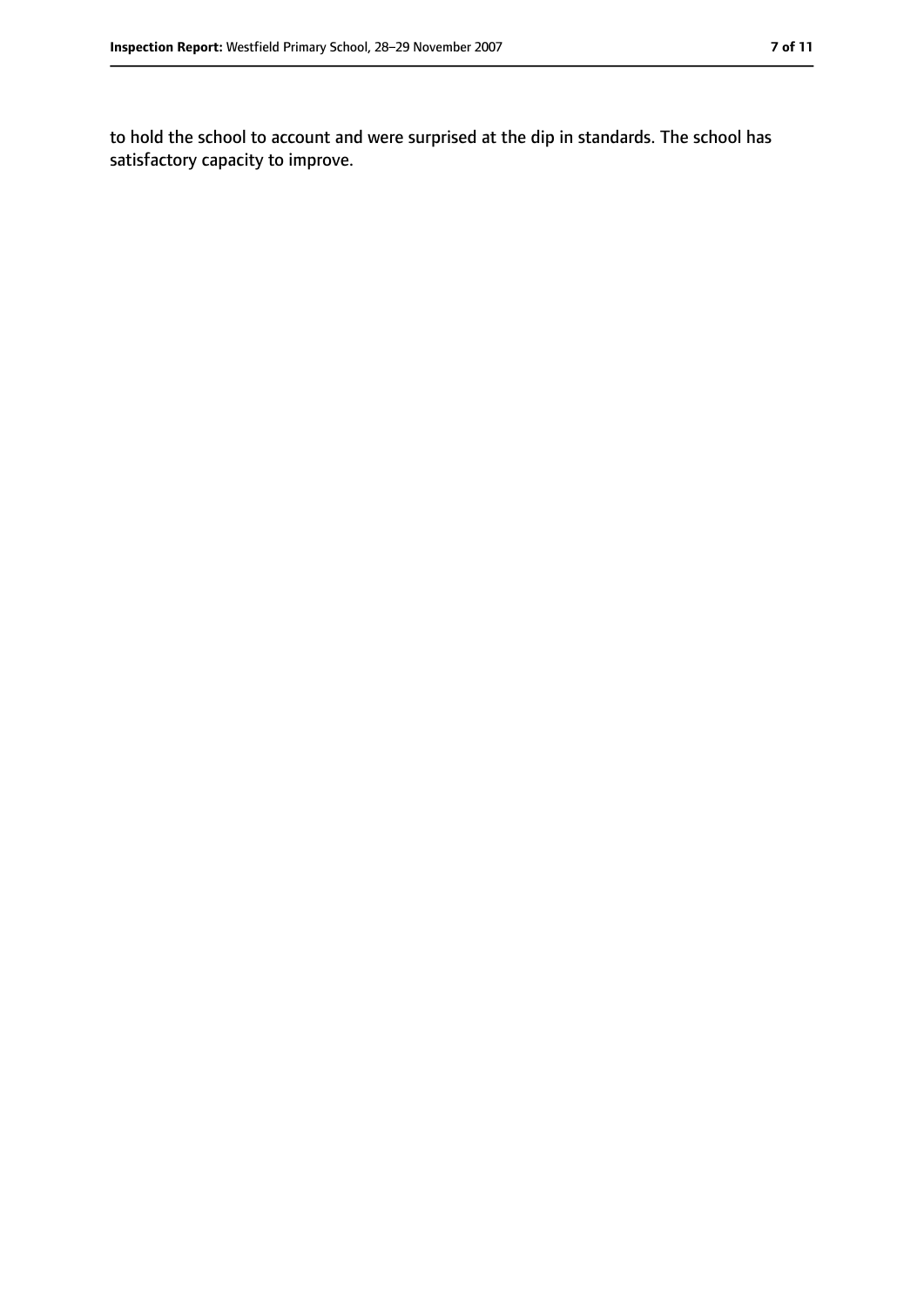to hold the school to account and were surprised at the dip in standards. The school has satisfactory capacity to improve.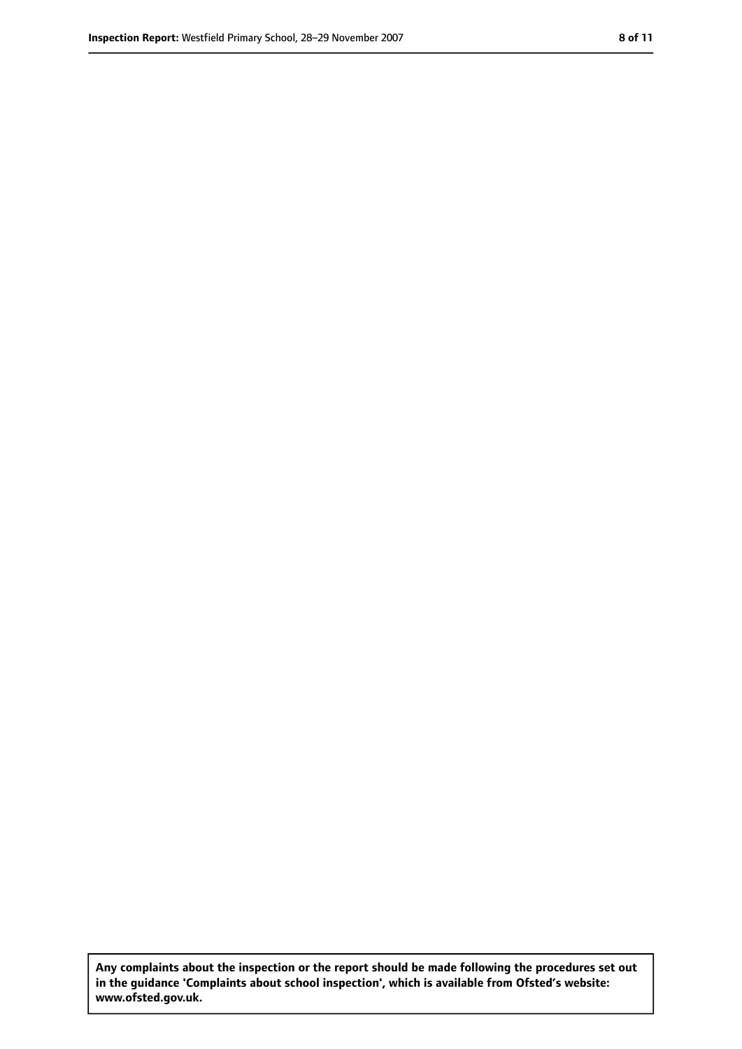**Any complaints about the inspection or the report should be made following the procedures set out in the guidance 'Complaints about school inspection', which is available from Ofsted's website: www.ofsted.gov.uk.**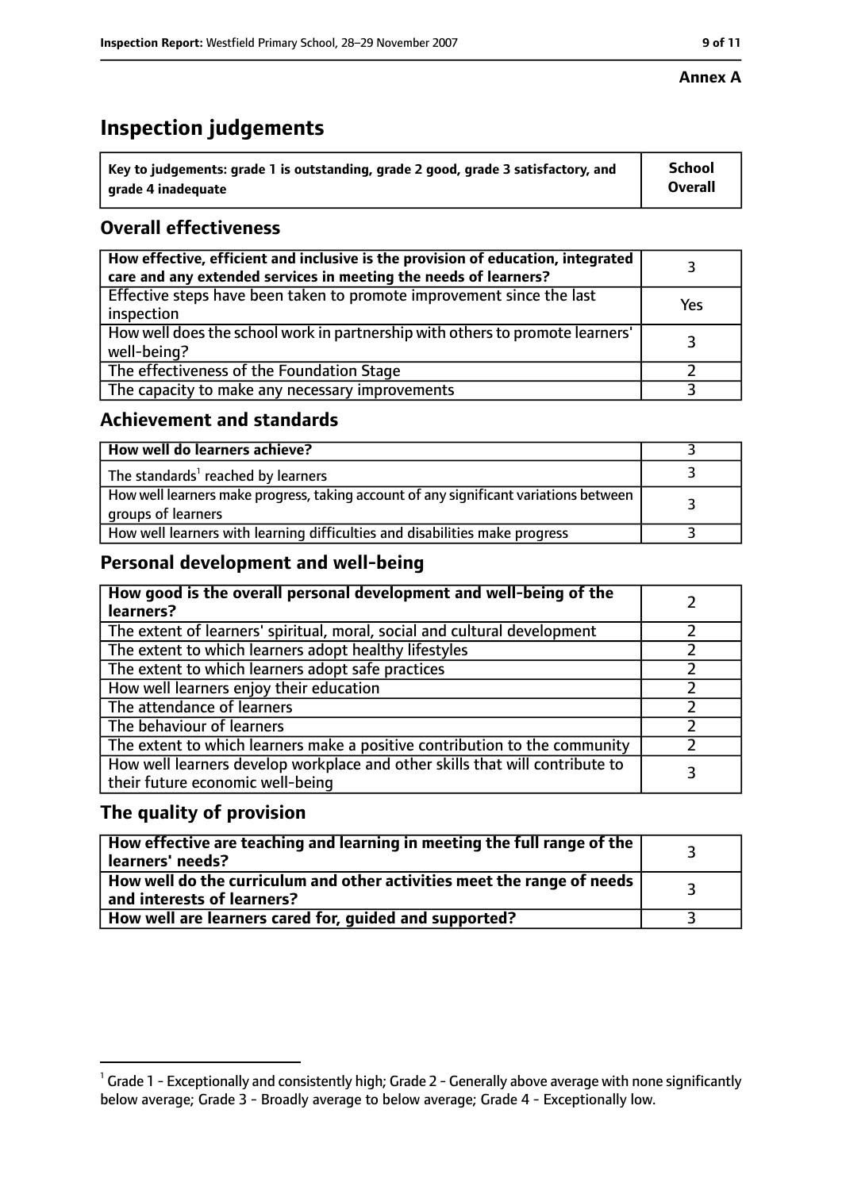**Annex A**

# Inspection judgements

| Key to judgements: grade 1 is outstanding, grade 2 good, grade 3 satisfactory, and grade 4 inadequate | School Overall |
| --- | --- |

## Overall effectiveness

| | |
| --- | --- |
| How effective, efficient and inclusive is the provision of education, integrated care and any extended services in meeting the needs of learners? | 3 |
| Effective steps have been taken to promote improvement since the last inspection | Yes |
| How well does the school work in partnership with others to promote learners' well-being? | 3 |
| The effectiveness of the Foundation Stage | 2 |
| The capacity to make any necessary improvements | 3 |

## Achievement and standards

| | |
| --- | --- |
| **How well do learners achieve?** | 3 |
| The standards[1] reached by learners | 3 |
| How well learners make progress, taking account of any significant variations between groups of learners | 3 |
| How well learners with learning difficulties and disabilities make progress | 3 |

## Personal development and well-being

| | |
| --- | --- |
| **How good is the overall personal development and well-being of the learners?** | 2 |
| The extent of learners' spiritual, moral, social and cultural development | 2 |
| The extent to which learners adopt healthy lifestyles | 2 |
| The extent to which learners adopt safe practices | 2 |
| How well learners enjoy their education | 2 |
| The attendance of learners | 2 |
| The behaviour of learners | 2 |
| The extent to which learners make a positive contribution to the community | 2 |
| How well learners develop workplace and other skills that will contribute to their future economic well-being | 3 |

## The quality of provision

| | |
| --- | --- |
| **How effective are teaching and learning in meeting the full range of the learners' needs?** | 3 |
| **How well do the curriculum and other activities meet the range of needs and interests of learners?** | 3 |
| **How well are learners cared for, guided and supported?** | 3 |

[1] Grade 1 - Exceptionally and consistently high; Grade 2 - Generally above average with none significantly below average; Grade 3 - Broadly average to below average; Grade 4 - Exceptionally low.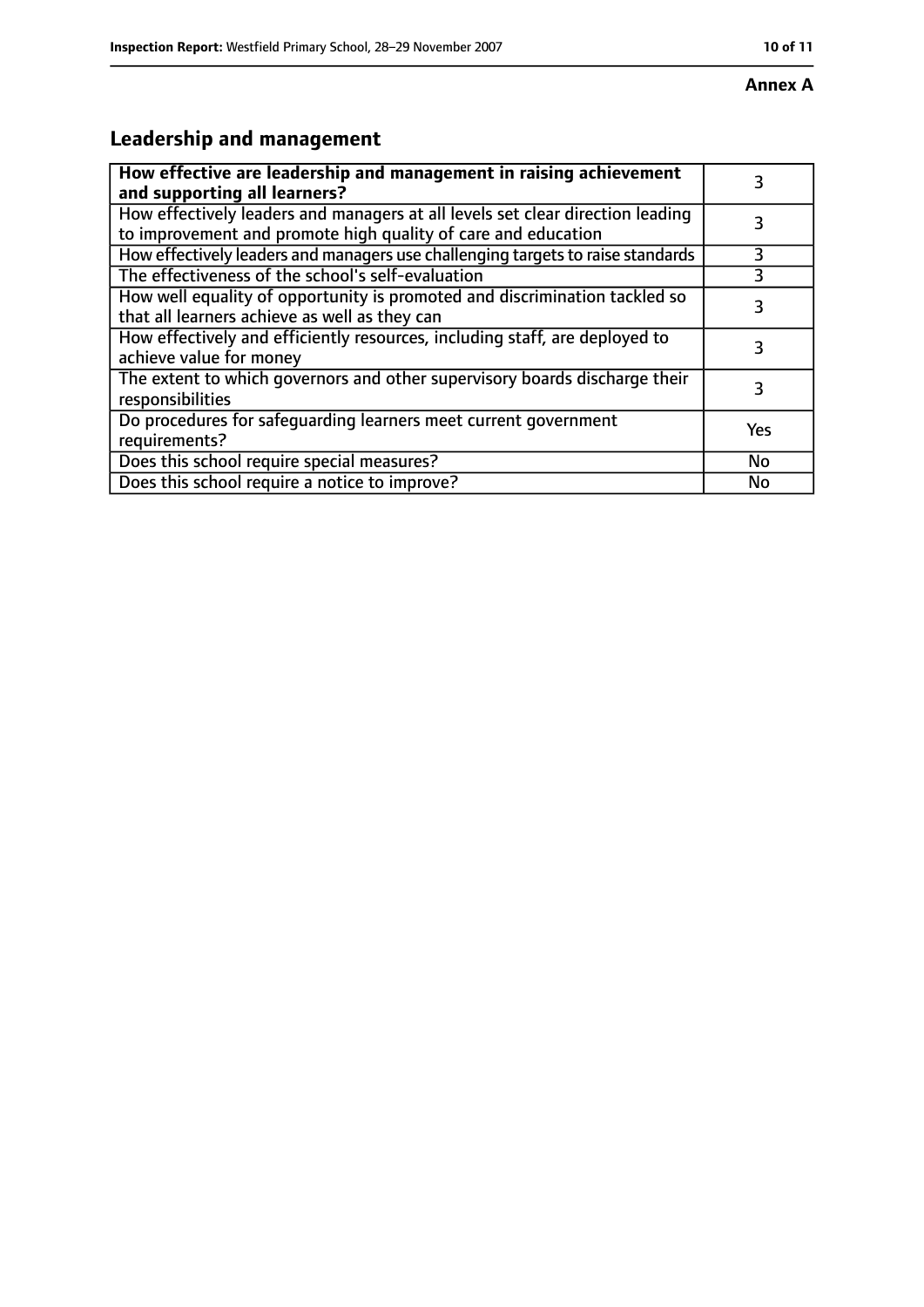**Annex A**

## Leadership and management

| How effective are leadership and management in raising achievement and supporting all learners? | 3 |
|---|---|
| How effectively leaders and managers at all levels set clear direction leading to improvement and promote high quality of care and education | 3 |
| How effectively leaders and managers use challenging targets to raise standards | 3 |
| The effectiveness of the school's self-evaluation | 3 |
| How well equality of opportunity is promoted and discrimination tackled so that all learners achieve as well as they can | 3 |
| How effectively and efficiently resources, including staff, are deployed to achieve value for money | 3 |
| The extent to which governors and other supervisory boards discharge their responsibilities | 3 |
| Do procedures for safeguarding learners meet current government requirements? | Yes |
| Does this school require special measures? | No |
| Does this school require a notice to improve? | No |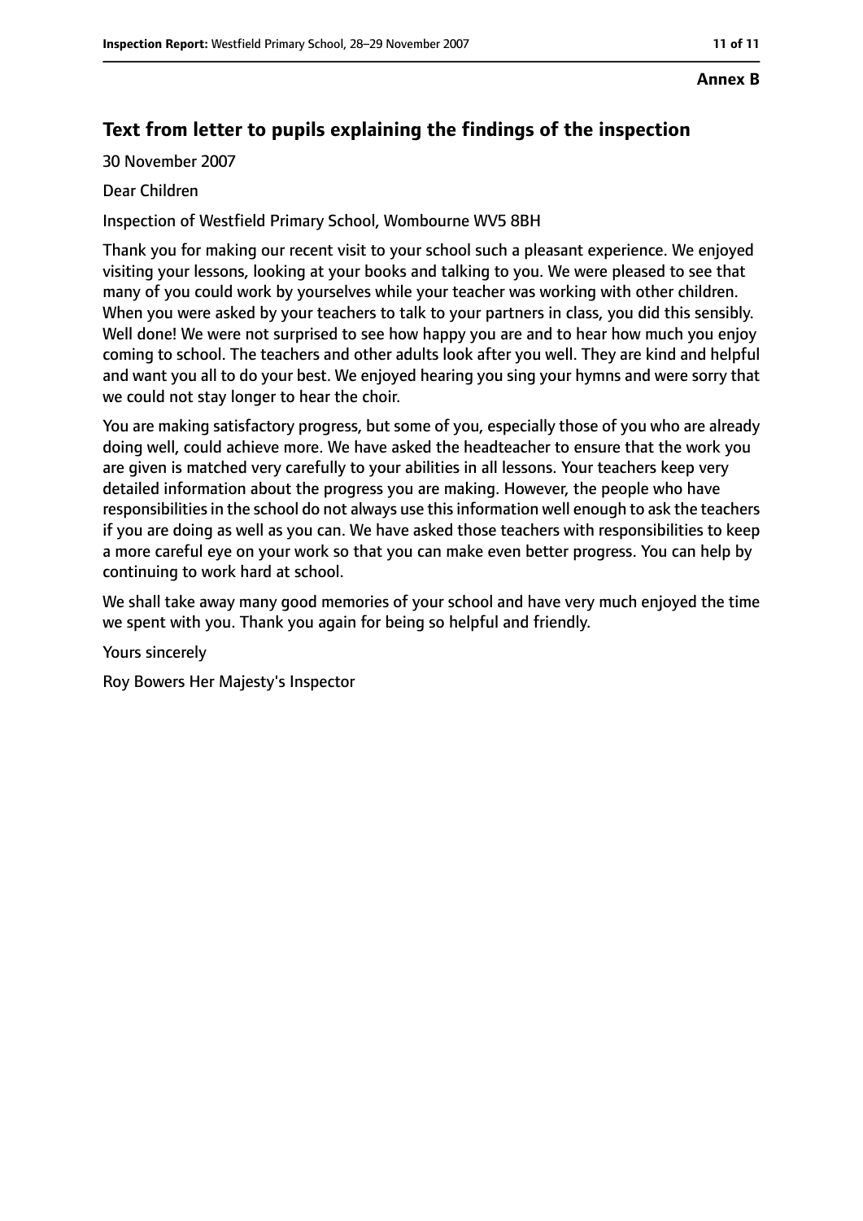**Annex B**

## Text from letter to pupils explaining the findings of the inspection

30 November 2007

Dear Children

Inspection of Westfield Primary School, Wombourne WV5 8BH

Thank you for making our recent visit to your school such a pleasant experience. We enjoyed visiting your lessons, looking at your books and talking to you. We were pleased to see that many of you could work by yourselves while your teacher was working with other children. When you were asked by your teachers to talk to your partners in class, you did this sensibly. Well done! We were not surprised to see how happy you are and to hear how much you enjoy coming to school. The teachers and other adults look after you well. They are kind and helpful and want you all to do your best. We enjoyed hearing you sing your hymns and were sorry that we could not stay longer to hear the choir.

You are making satisfactory progress, but some of you, especially those of you who are already doing well, could achieve more. We have asked the headteacher to ensure that the work you are given is matched very carefully to your abilities in all lessons. Your teachers keep very detailed information about the progress you are making. However, the people who have responsibilities in the school do not always use this information well enough to ask the teachers if you are doing as well as you can. We have asked those teachers with responsibilities to keep a more careful eye on your work so that you can make even better progress. You can help by continuing to work hard at school.

We shall take away many good memories of your school and have very much enjoyed the time we spent with you. Thank you again for being so helpful and friendly.

Yours sincerely

Roy Bowers Her Majesty's Inspector